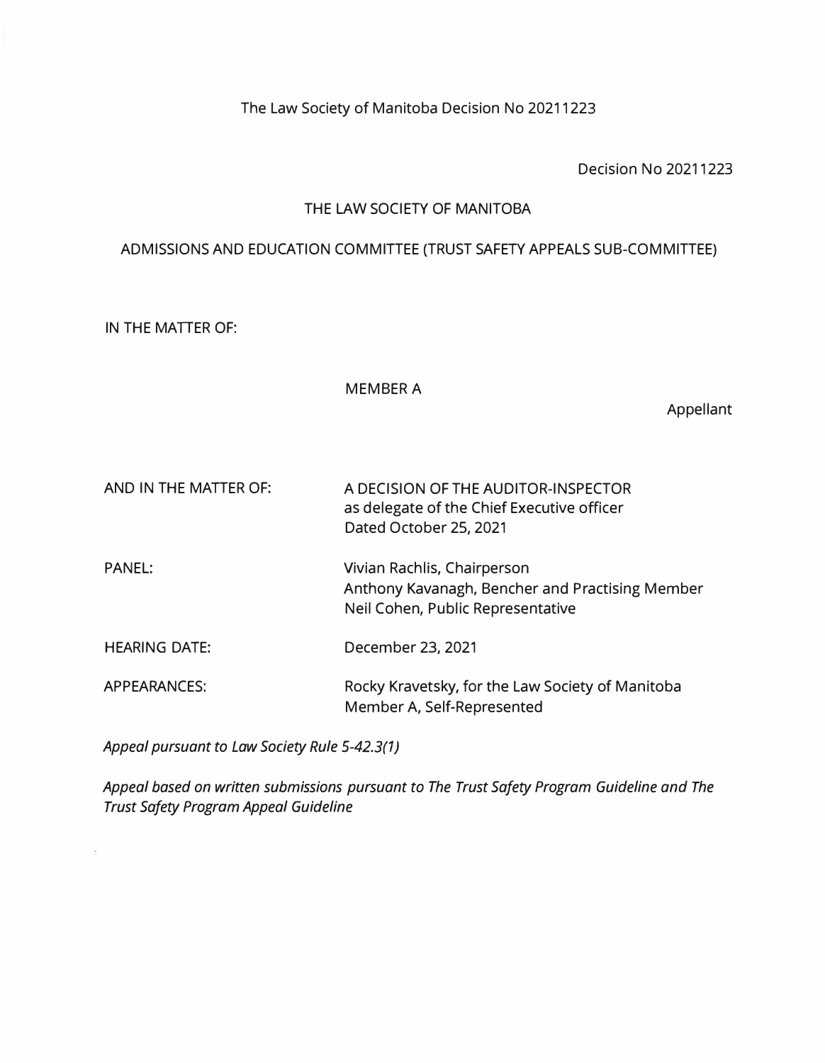The Law Society of Manitoba Decision No 20211223

Decision No 20211223

# THE LAW SOCIETY OF MANITOBA

## ADMISSIONS AND EDUCATION COMMITTEE (TRUST SAFETY APPEALS SUB-COMMITTEE)

IN THE MATTER OF:

MEMBER A

Appellant

| | |
|---|---|
| AND IN THE MATTER OF: | A DECISION OF THE AUDITOR-INSPECTOR as delegate of the Chief Executive officer Dated October 25, 2021 |
| PANEL: | Vivian Rachlis, Chairperson<br>Anthony Kavanagh, Bencher and Practising Member<br>Neil Cohen, Public Representative |
| HEARING DATE: | December 23, 2021 |
| APPEARANCES: | Rocky Kravetsky, for the Law Society of Manitoba<br>Member A, Self-Represented |

*Appeal pursuant to Law Society Rule 5-42.3(1)*

*Appeal based on written submissions pursuant to The Trust Safety Program Guideline and The Trust Safety Program Appeal Guideline*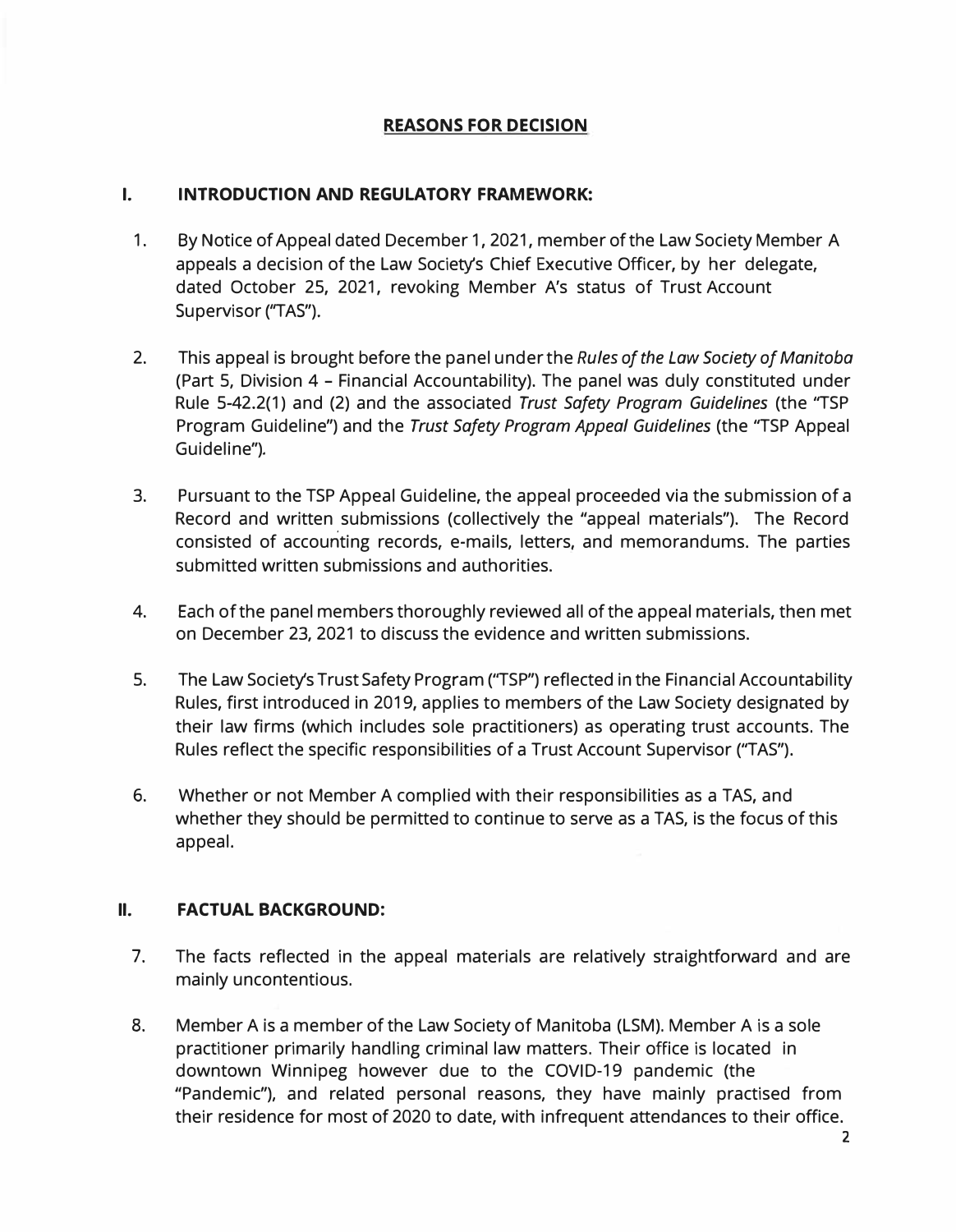## REASONS FOR DECISION

### I. INTRODUCTION AND REGULATORY FRAMEWORK:

1. By Notice of Appeal dated December 1, 2021, member of the Law Society Member A appeals a decision of the Law Society's Chief Executive Officer, by her delegate, dated October 25, 2021, revoking Member A's status of Trust Account Supervisor ("TAS").

2. This appeal is brought before the panel under the *Rules of the Law Society of Manitoba* (Part 5, Division 4 – Financial Accountability). The panel was duly constituted under Rule 5-42.2(1) and (2) and the associated *Trust Safety Program Guidelines* (the "TSP Program Guideline") and the *Trust Safety Program Appeal Guidelines* (the "TSP Appeal Guideline").

3. Pursuant to the TSP Appeal Guideline, the appeal proceeded via the submission of a Record and written submissions (collectively the "appeal materials"). The Record consisted of accounting records, e-mails, letters, and memorandums. The parties submitted written submissions and authorities.

4. Each of the panel members thoroughly reviewed all of the appeal materials, then met on December 23, 2021 to discuss the evidence and written submissions.

5. The Law Society's Trust Safety Program ("TSP") reflected in the Financial Accountability Rules, first introduced in 2019, applies to members of the Law Society designated by their law firms (which includes sole practitioners) as operating trust accounts. The Rules reflect the specific responsibilities of a Trust Account Supervisor ("TAS").

6. Whether or not Member A complied with their responsibilities as a TAS, and whether they should be permitted to continue to serve as a TAS, is the focus of this appeal.

### II. FACTUAL BACKGROUND:

7. The facts reflected in the appeal materials are relatively straightforward and are mainly uncontentious.

8. Member A is a member of the Law Society of Manitoba (LSM). Member A is a sole practitioner primarily handling criminal law matters. Their office is located in downtown Winnipeg however due to the COVID-19 pandemic (the "Pandemic"), and related personal reasons, they have mainly practised from their residence for most of 2020 to date, with infrequent attendances to their office.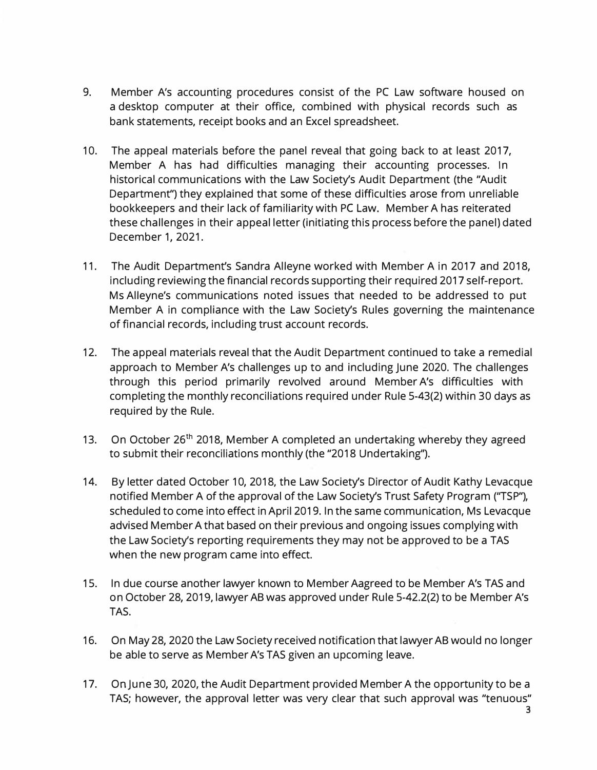9. Member A's accounting procedures consist of the PC Law software housed on a desktop computer at their office, combined with physical records such as bank statements, receipt books and an Excel spreadsheet.

10. The appeal materials before the panel reveal that going back to at least 2017, Member A has had difficulties managing their accounting processes. In historical communications with the Law Society's Audit Department (the "Audit Department") they explained that some of these difficulties arose from unreliable bookkeepers and their lack of familiarity with PC Law. Member A has reiterated these challenges in their appeal letter (initiating this process before the panel) dated December 1, 2021.

11. The Audit Department's Sandra Alleyne worked with Member A in 2017 and 2018, including reviewing the financial records supporting their required 2017 self-report. Ms Alleyne's communications noted issues that needed to be addressed to put Member A in compliance with the Law Society's Rules governing the maintenance of financial records, including trust account records.

12. The appeal materials reveal that the Audit Department continued to take a remedial approach to Member A's challenges up to and including June 2020. The challenges through this period primarily revolved around Member A's difficulties with completing the monthly reconciliations required under Rule 5-43(2) within 30 days as required by the Rule.

13. On October 26th 2018, Member A completed an undertaking whereby they agreed to submit their reconciliations monthly (the "2018 Undertaking").

14. By letter dated October 10, 2018, the Law Society's Director of Audit Kathy Levacque notified Member A of the approval of the Law Society's Trust Safety Program ("TSP"), scheduled to come into effect in April 2019. In the same communication, Ms Levacque advised Member A that based on their previous and ongoing issues complying with the Law Society's reporting requirements they may not be approved to be a TAS when the new program came into effect.

15. In due course another lawyer known to Member Aagreed to be Member A's TAS and on October 28, 2019, lawyer AB was approved under Rule 5-42.2(2) to be Member A's TAS.

16. On May 28, 2020 the Law Society received notification that lawyer AB would no longer be able to serve as Member A's TAS given an upcoming leave.

17. On June 30, 2020, the Audit Department provided Member A the opportunity to be a TAS; however, the approval letter was very clear that such approval was "tenuous"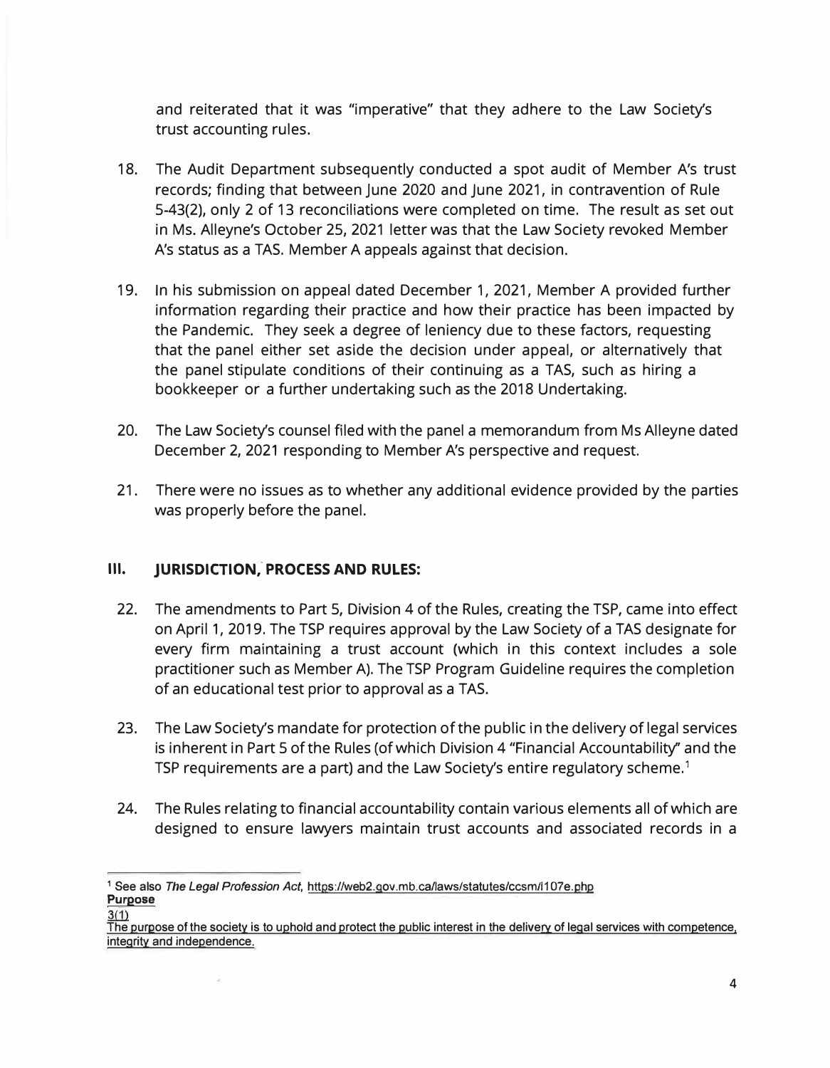and reiterated that it was "imperative" that they adhere to the Law Society's trust accounting rules.

18. The Audit Department subsequently conducted a spot audit of Member A's trust records; finding that between June 2020 and June 2021, in contravention of Rule 5-43(2), only 2 of 13 reconciliations were completed on time. The result as set out in Ms. Alleyne's October 25, 2021 letter was that the Law Society revoked Member A's status as a TAS. Member A appeals against that decision.

19. In his submission on appeal dated December 1, 2021, Member A provided further information regarding their practice and how their practice has been impacted by the Pandemic. They seek a degree of leniency due to these factors, requesting that the panel either set aside the decision under appeal, or alternatively that the panel stipulate conditions of their continuing as a TAS, such as hiring a bookkeeper or a further undertaking such as the 2018 Undertaking.

20. The Law Society's counsel filed with the panel a memorandum from Ms Alleyne dated December 2, 2021 responding to Member A's perspective and request.

21. There were no issues as to whether any additional evidence provided by the parties was properly before the panel.

## III. JURISDICTION, PROCESS AND RULES:

22. The amendments to Part 5, Division 4 of the Rules, creating the TSP, came into effect on April 1, 2019. The TSP requires approval by the Law Society of a TAS designate for every firm maintaining a trust account (which in this context includes a sole practitioner such as Member A). The TSP Program Guideline requires the completion of an educational test prior to approval as a TAS.

23. The Law Society's mandate for protection of the public in the delivery of legal services is inherent in Part 5 of the Rules (of which Division 4 "Financial Accountability" and the TSP requirements are a part) and the Law Society's entire regulatory scheme.[1]

24. The Rules relating to financial accountability contain various elements all of which are designed to ensure lawyers maintain trust accounts and associated records in a

---

[1] See also *The Legal Profession Act*, https://web2.gov.mb.ca/laws/statutes/ccsm/l107e.php
**Purpose**
3(1)
The purpose of the society is to uphold and protect the public interest in the delivery of legal services with competence, integrity and independence.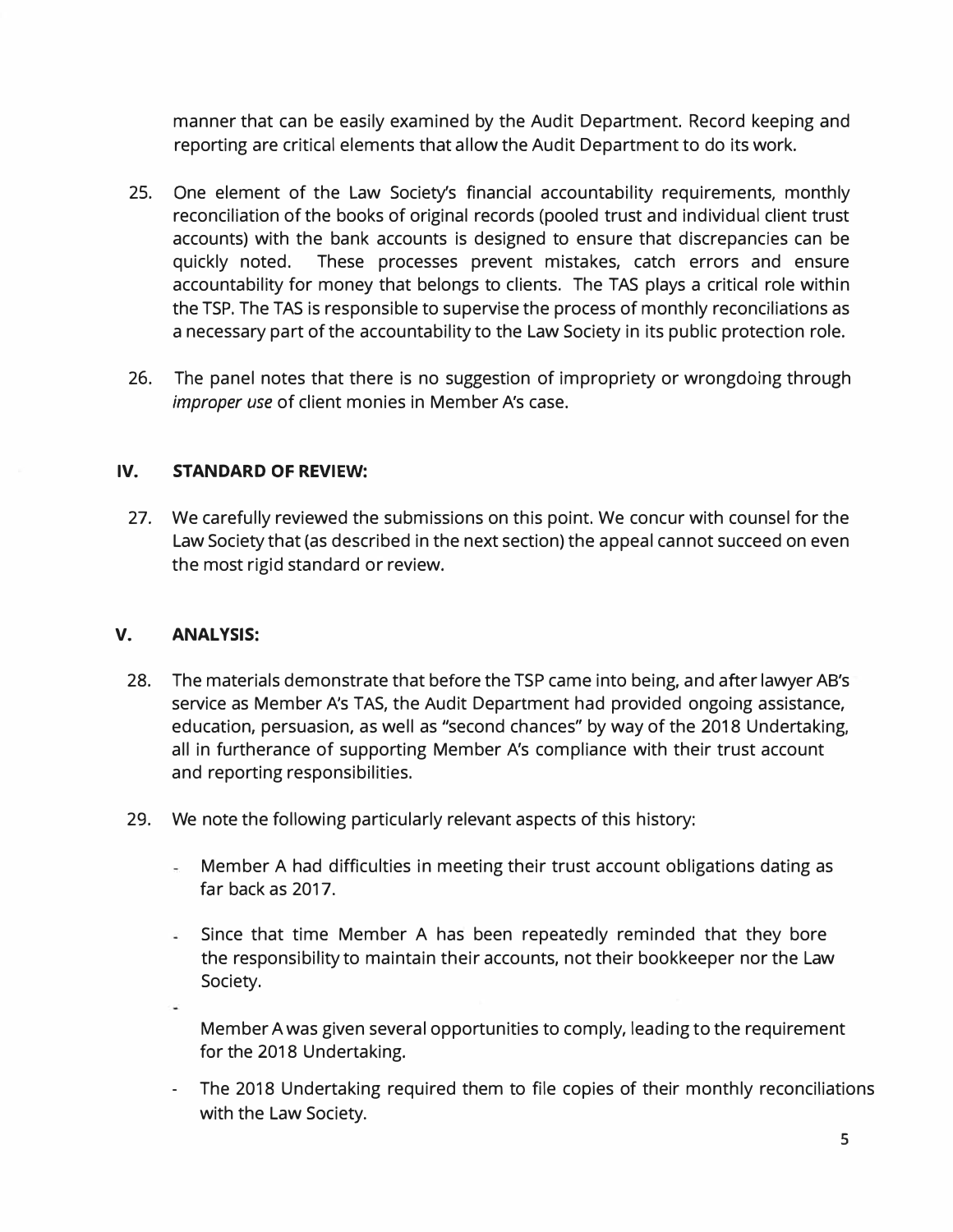manner that can be easily examined by the Audit Department. Record keeping and reporting are critical elements that allow the Audit Department to do its work.

25. One element of the Law Society's financial accountability requirements, monthly reconciliation of the books of original records (pooled trust and individual client trust accounts) with the bank accounts is designed to ensure that discrepancies can be quickly noted. These processes prevent mistakes, catch errors and ensure accountability for money that belongs to clients. The TAS plays a critical role within the TSP. The TAS is responsible to supervise the process of monthly reconciliations as a necessary part of the accountability to the Law Society in its public protection role.

26. The panel notes that there is no suggestion of impropriety or wrongdoing through *improper use* of client monies in Member A's case.

## IV. STANDARD OF REVIEW:

27. We carefully reviewed the submissions on this point. We concur with counsel for the Law Society that (as described in the next section) the appeal cannot succeed on even the most rigid standard or review.

## V. ANALYSIS:

28. The materials demonstrate that before the TSP came into being, and after lawyer AB's service as Member A's TAS, the Audit Department had provided ongoing assistance, education, persuasion, as well as "second chances" by way of the 2018 Undertaking, all in furtherance of supporting Member A's compliance with their trust account and reporting responsibilities.

29. We note the following particularly relevant aspects of this history:

    - Member A had difficulties in meeting their trust account obligations dating as far back as 2017.
    - Since that time Member A has been repeatedly reminded that they bore the responsibility to maintain their accounts, not their bookkeeper nor the Law Society.
    - Member A was given several opportunities to comply, leading to the requirement for the 2018 Undertaking.
    - The 2018 Undertaking required them to file copies of their monthly reconciliations with the Law Society.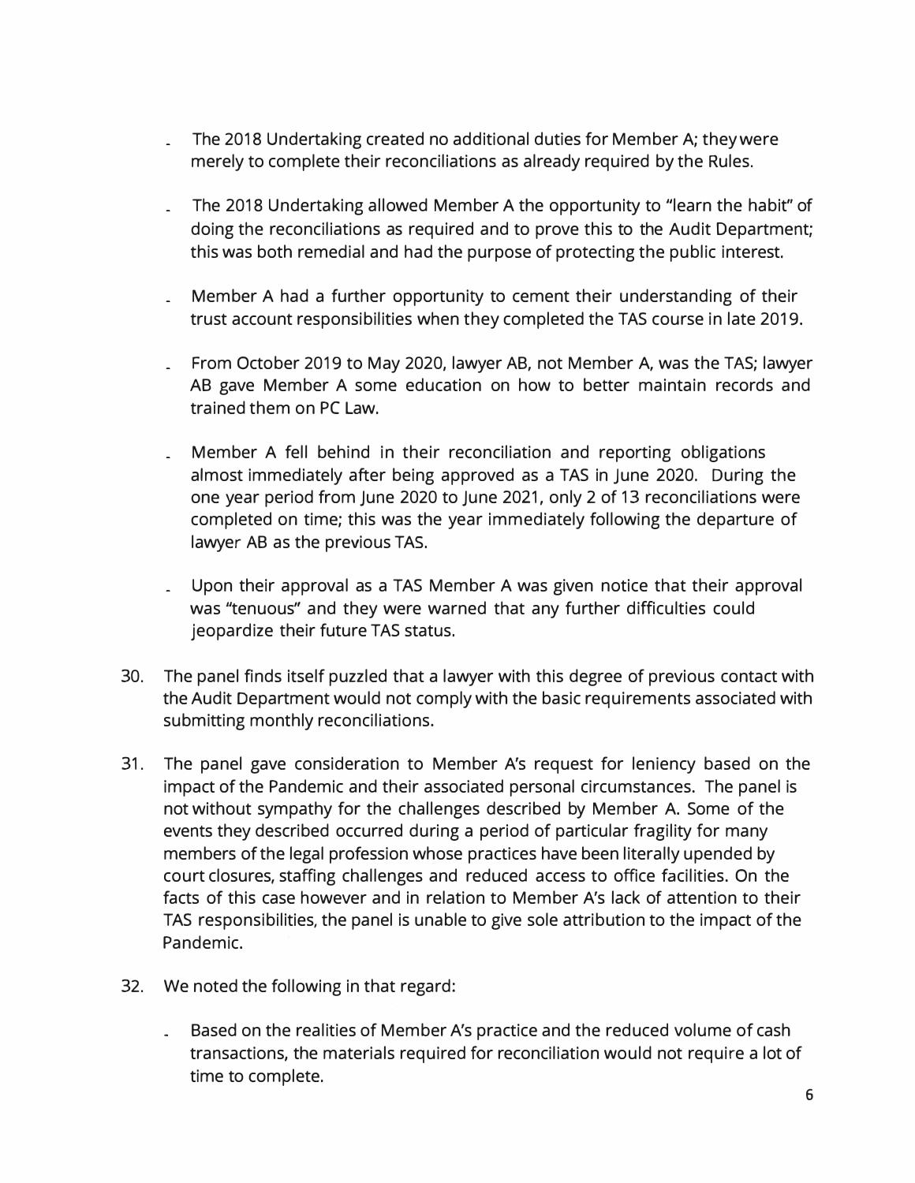- The 2018 Undertaking created no additional duties for Member A; they were merely to complete their reconciliations as already required by the Rules.

- The 2018 Undertaking allowed Member A the opportunity to "learn the habit" of doing the reconciliations as required and to prove this to the Audit Department; this was both remedial and had the purpose of protecting the public interest.

- Member A had a further opportunity to cement their understanding of their trust account responsibilities when they completed the TAS course in late 2019.

- From October 2019 to May 2020, lawyer AB, not Member A, was the TAS; lawyer AB gave Member A some education on how to better maintain records and trained them on PC Law.

- Member A fell behind in their reconciliation and reporting obligations almost immediately after being approved as a TAS in June 2020. During the one year period from June 2020 to June 2021, only 2 of 13 reconciliations were completed on time; this was the year immediately following the departure of lawyer AB as the previous TAS.

- Upon their approval as a TAS Member A was given notice that their approval was "tenuous" and they were warned that any further difficulties could jeopardize their future TAS status.

30. The panel finds itself puzzled that a lawyer with this degree of previous contact with the Audit Department would not comply with the basic requirements associated with submitting monthly reconciliations.

31. The panel gave consideration to Member A's request for leniency based on the impact of the Pandemic and their associated personal circumstances. The panel is not without sympathy for the challenges described by Member A. Some of the events they described occurred during a period of particular fragility for many members of the legal profession whose practices have been literally upended by court closures, staffing challenges and reduced access to office facilities. On the facts of this case however and in relation to Member A's lack of attention to their TAS responsibilities, the panel is unable to give sole attribution to the impact of the Pandemic.

32. We noted the following in that regard:

    - Based on the realities of Member A's practice and the reduced volume of cash transactions, the materials required for reconciliation would not require a lot of time to complete.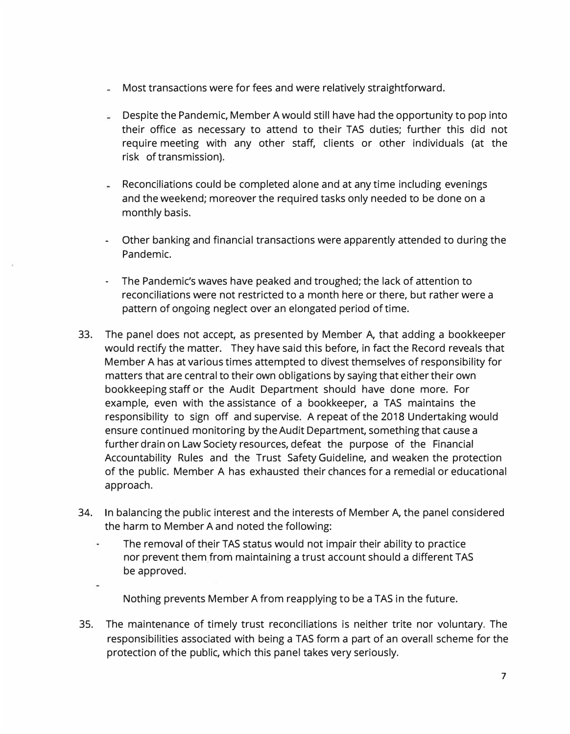- Most transactions were for fees and were relatively straightforward.

- Despite the Pandemic, Member A would still have had the opportunity to pop into their office as necessary to attend to their TAS duties; further this did not require meeting with any other staff, clients or other individuals (at the risk of transmission).

- Reconciliations could be completed alone and at any time including evenings and the weekend; moreover the required tasks only needed to be done on a monthly basis.

- Other banking and financial transactions were apparently attended to during the Pandemic.

- The Pandemic's waves have peaked and troughed; the lack of attention to reconciliations were not restricted to a month here or there, but rather were a pattern of ongoing neglect over an elongated period of time.

33. The panel does not accept, as presented by Member A, that adding a bookkeeper would rectify the matter. They have said this before, in fact the Record reveals that Member A has at various times attempted to divest themselves of responsibility for matters that are central to their own obligations by saying that either their own bookkeeping staff or the Audit Department should have done more. For example, even with the assistance of a bookkeeper, a TAS maintains the responsibility to sign off and supervise. A repeat of the 2018 Undertaking would ensure continued monitoring by the Audit Department, something that cause a further drain on Law Society resources, defeat the purpose of the Financial Accountability Rules and the Trust Safety Guideline, and weaken the protection of the public. Member A has exhausted their chances for a remedial or educational approach.

34. In balancing the public interest and the interests of Member A, the panel considered the harm to Member A and noted the following:

    - The removal of their TAS status would not impair their ability to practice nor prevent them from maintaining a trust account should a different TAS be approved.

    - Nothing prevents Member A from reapplying to be a TAS in the future.

35. The maintenance of timely trust reconciliations is neither trite nor voluntary. The responsibilities associated with being a TAS form a part of an overall scheme for the protection of the public, which this panel takes very seriously.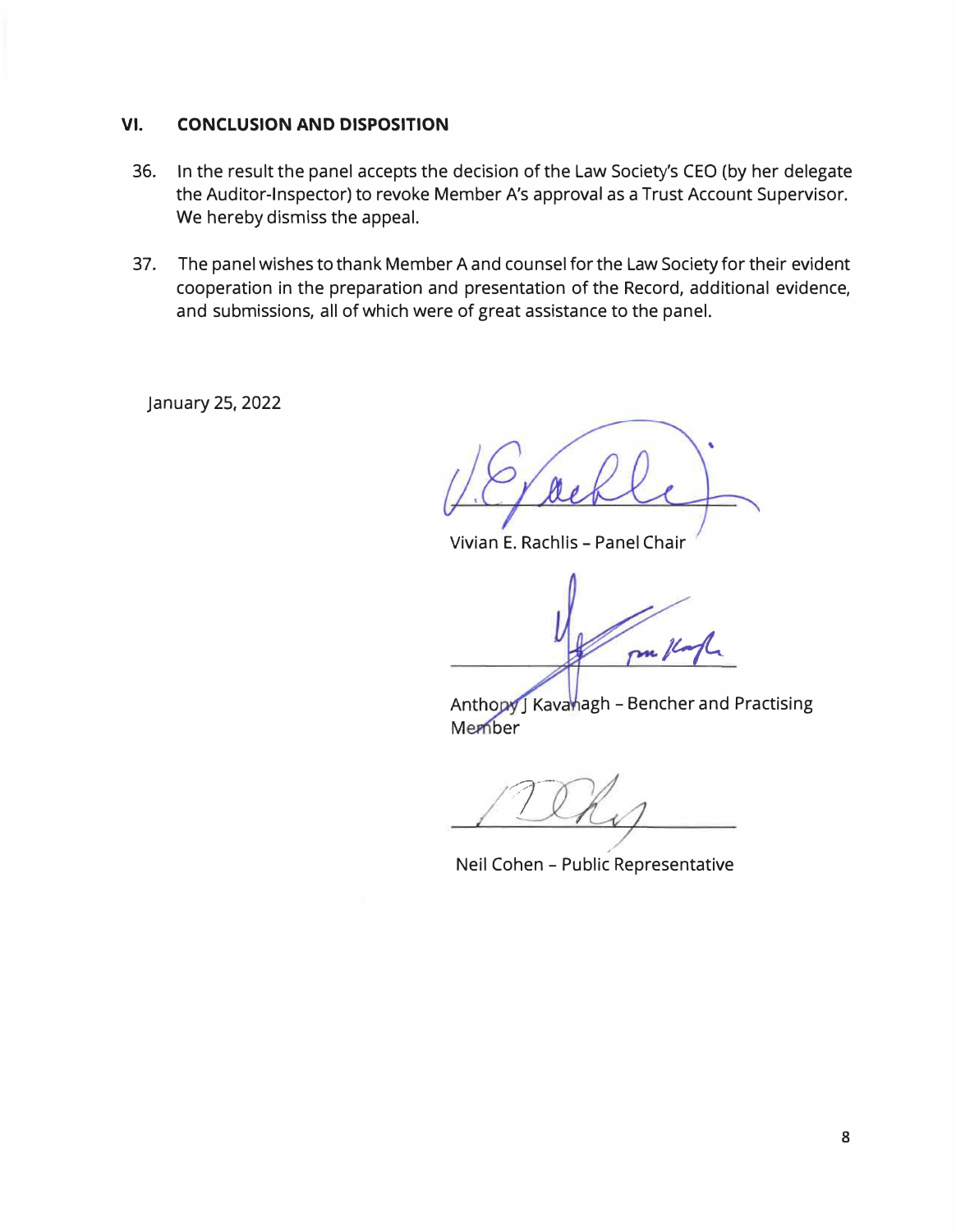## VI. CONCLUSION AND DISPOSITION

36. In the result the panel accepts the decision of the Law Society's CEO (by her delegate the Auditor-Inspector) to revoke Member A's approval as a Trust Account Supervisor. We hereby dismiss the appeal.

37. The panel wishes to thank Member A and counsel for the Law Society for their evident cooperation in the preparation and presentation of the Record, additional evidence, and submissions, all of which were of great assistance to the panel.

January 25, 2022

Vivian E. Rachlis – Panel Chair

Anthony J Kavanagh – Bencher and Practising Member

Neil Cohen – Public Representative